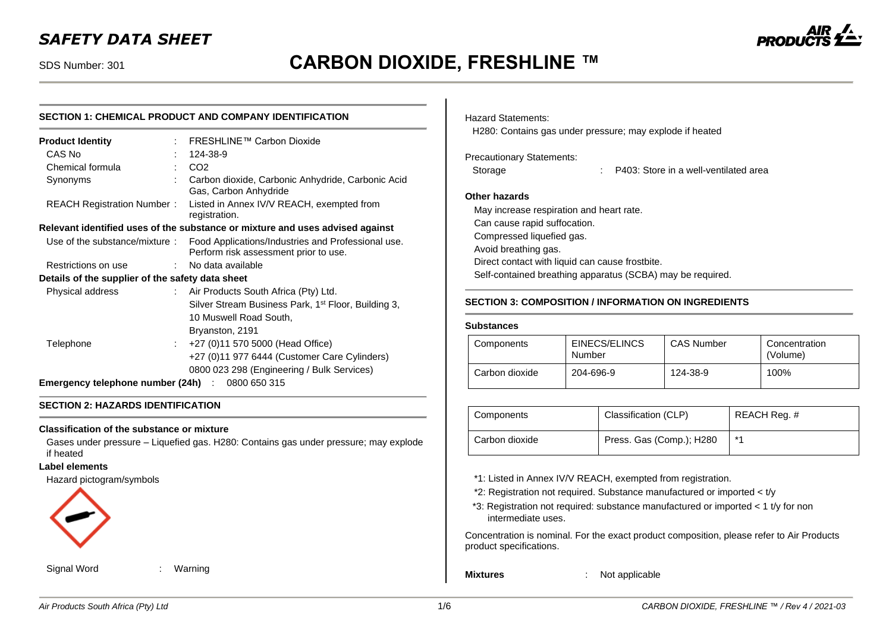# SAFETY DATA SHEET

SDS Number: 301

# CARBON DIOXIDE, FRESHLINE ™

## SECTION 1: CHEMICAL PRODUCT AND COMPANY IDENTIFICATION

**Product Identity** : FRESHLINE™ Carbon Dioxide

CAS No : 124-38-9

Chemical formula : $CO_2$

Synonyms : Carbon dioxide, Carbonic Anhydride, Carbonic Acid Gas, Carbon Anhydride

REACH Registration Number : Listed in Annex IV/V REACH, exempted from registration.

**Relevant identified uses of the substance or mixture and uses advised against**

Use of the substance/mixture : Food Applications/Industries and Professional use. Perform risk assessment prior to use.

Restrictions on use : No data available

**Details of the supplier of the safety data sheet**

Physical address : Air Products South Africa (Pty) Ltd.
Silver Stream Business Park, 1st Floor, Building 3,
10 Muswell Road South,
Bryanston, 2191

Telephone : +27 (0)11 570 5000 (Head Office)
+27 (0)11 977 6444 (Customer Care Cylinders)
0800 023 298 (Engineering / Bulk Services)

**Emergency telephone number (24h)** : 0800 650 315

## SECTION 2: HAZARDS IDENTIFICATION

**Classification of the substance or mixture**

Gases under pressure – Liquefied gas. H280: Contains gas under pressure; may explode if heated

**Label elements**

Hazard pictogram/symbols

Signal Word : Warning

Hazard Statements:

H280: Contains gas under pressure; may explode if heated

Precautionary Statements:

Storage : P403: Store in a well-ventilated area

**Other hazards**

May increase respiration and heart rate.
Can cause rapid suffocation.
Compressed liquefied gas.
Avoid breathing gas.
Direct contact with liquid can cause frostbite.
Self-contained breathing apparatus (SCBA) may be required.

## SECTION 3: COMPOSITION / INFORMATION ON INGREDIENTS

**Substances**

| Components | EINECS/ELINCS Number | CAS Number | Concentration (Volume) |
|---|---|---|---|
| Carbon dioxide | 204-696-9 | 124-38-9 | 100% |

| Components | Classification (CLP) | REACH Reg. # |
|---|---|---|
| Carbon dioxide | Press. Gas (Comp.); H280 | *1 |

*1: Listed in Annex IV/V REACH, exempted from registration.
*2: Registration not required. Substance manufactured or imported < t/y
*3: Registration not required: substance manufactured or imported < 1 t/y for non intermediate uses.

Concentration is nominal. For the exact product composition, please refer to Air Products product specifications.

**Mixtures** : Not applicable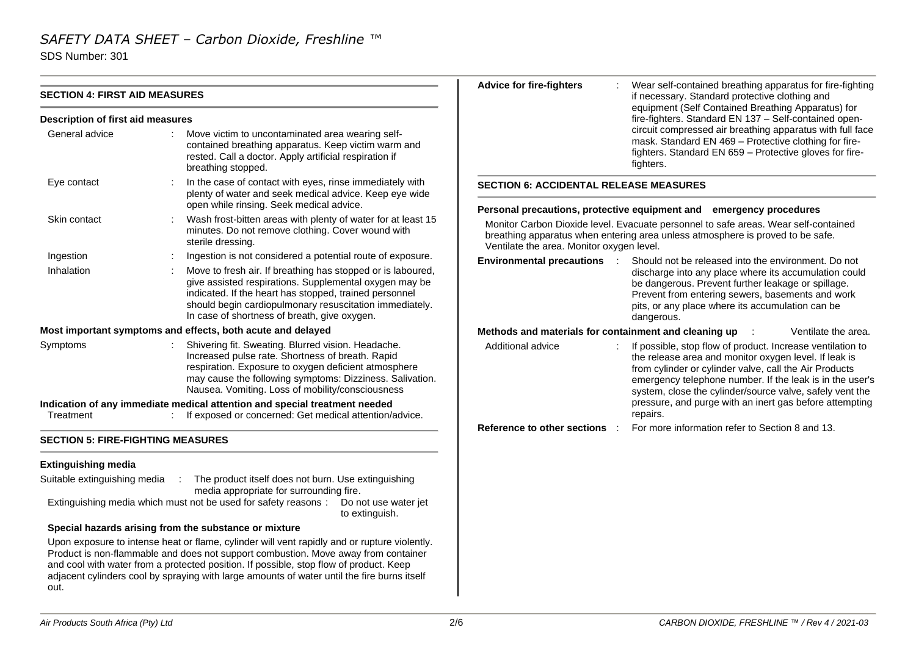## SECTION 4: FIRST AID MEASURES

### Description of first aid measures

General advice : Move victim to uncontaminated area wearing self-contained breathing apparatus. Keep victim warm and rested. Call a doctor. Apply artificial respiration if breathing stopped.

Eye contact : In the case of contact with eyes, rinse immediately with plenty of water and seek medical advice. Keep eye wide open while rinsing. Seek medical advice.

Skin contact : Wash frost-bitten areas with plenty of water for at least 15 minutes. Do not remove clothing. Cover wound with sterile dressing.

Ingestion : Ingestion is not considered a potential route of exposure.

Inhalation : Move to fresh air. If breathing has stopped or is laboured, give assisted respirations. Supplemental oxygen may be indicated. If the heart has stopped, trained personnel should begin cardiopulmonary resuscitation immediately. In case of shortness of breath, give oxygen.

### Most important symptoms and effects, both acute and delayed

Symptoms : Shivering fit. Sweating. Blurred vision. Headache. Increased pulse rate. Shortness of breath. Rapid respiration. Exposure to oxygen deficient atmosphere may cause the following symptoms: Dizziness. Salivation. Nausea. Vomiting. Loss of mobility/consciousness

### Indication of any immediate medical attention and special treatment needed

Treatment : If exposed or concerned: Get medical attention/advice.

## SECTION 5: FIRE-FIGHTING MEASURES

### Extinguishing media

Suitable extinguishing media : The product itself does not burn. Use extinguishing media appropriate for surrounding fire.

Extinguishing media which must not be used for safety reasons : Do not use water jet to extinguish.

### Special hazards arising from the substance or mixture

Upon exposure to intense heat or flame, cylinder will vent rapidly and or rupture violently. Product is non-flammable and does not support combustion. Move away from container and cool with water from a protected position. If possible, stop flow of product. Keep adjacent cylinders cool by spraying with large amounts of water until the fire burns itself out.

**Advice for fire-fighters** : Wear self-contained breathing apparatus for fire-fighting if necessary. Standard protective clothing and equipment (Self Contained Breathing Apparatus) for fire-fighters. Standard EN 137 – Self-contained open-circuit compressed air breathing apparatus with full face mask. Standard EN 469 – Protective clothing for fire-fighters. Standard EN 659 – Protective gloves for fire-fighters.

## SECTION 6: ACCIDENTAL RELEASE MEASURES

### Personal precautions, protective equipment and emergency procedures

Monitor Carbon Dioxide level. Evacuate personnel to safe areas. Wear self-contained breathing apparatus when entering area unless atmosphere is proved to be safe. Ventilate the area. Monitor oxygen level.

**Environmental precautions** : Should not be released into the environment. Do not discharge into any place where its accumulation could be dangerous. Prevent further leakage or spillage. Prevent from entering sewers, basements and work pits, or any place where its accumulation can be dangerous.

**Methods and materials for containment and cleaning up** : Ventilate the area.

Additional advice : If possible, stop flow of product. Increase ventilation to the release area and monitor oxygen level. If leak is from cylinder or cylinder valve, call the Air Products emergency telephone number. If the leak is in the user's system, close the cylinder/source valve, safely vent the pressure, and purge with an inert gas before attempting repairs.

**Reference to other sections** : For more information refer to Section 8 and 13.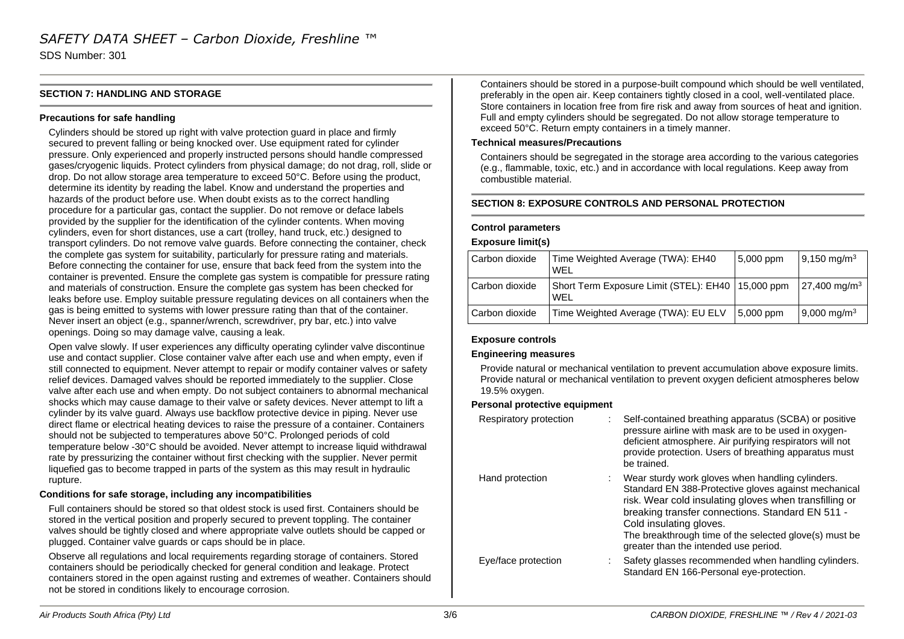## SECTION 7: HANDLING AND STORAGE

### Precautions for safe handling

Cylinders should be stored up right with valve protection guard in place and firmly secured to prevent falling or being knocked over. Use equipment rated for cylinder pressure. Only experienced and properly instructed persons should handle compressed gases/cryogenic liquids. Protect cylinders from physical damage; do not drag, roll, slide or drop. Do not allow storage area temperature to exceed 50°C. Before using the product, determine its identity by reading the label. Know and understand the properties and hazards of the product before use. When doubt exists as to the correct handling procedure for a particular gas, contact the supplier. Do not remove or deface labels provided by the supplier for the identification of the cylinder contents. When moving cylinders, even for short distances, use a cart (trolley, hand truck, etc.) designed to transport cylinders. Do not remove valve guards. Before connecting the container, check the complete gas system for suitability, particularly for pressure rating and materials. Before connecting the container for use, ensure that back feed from the system into the container is prevented. Ensure the complete gas system is compatible for pressure rating and materials of construction. Ensure the complete gas system has been checked for leaks before use. Employ suitable pressure regulating devices on all containers when the gas is being emitted to systems with lower pressure rating than that of the container. Never insert an object (e.g., spanner/wrench, screwdriver, pry bar, etc.) into valve openings. Doing so may damage valve, causing a leak.

Open valve slowly. If user experiences any difficulty operating cylinder valve discontinue use and contact supplier. Close container valve after each use and when empty, even if still connected to equipment. Never attempt to repair or modify container valves or safety relief devices. Damaged valves should be reported immediately to the supplier. Close valve after each use and when empty. Do not subject containers to abnormal mechanical shocks which may cause damage to their valve or safety devices. Never attempt to lift a cylinder by its valve guard. Always use backflow protective device in piping. Never use direct flame or electrical heating devices to raise the pressure of a container. Containers should not be subjected to temperatures above 50°C. Prolonged periods of cold temperature below -30°C should be avoided. Never attempt to increase liquid withdrawal rate by pressurizing the container without first checking with the supplier. Never permit liquefied gas to become trapped in parts of the system as this may result in hydraulic rupture.

### Conditions for safe storage, including any incompatibilities

Full containers should be stored so that oldest stock is used first. Containers should be stored in the vertical position and properly secured to prevent toppling. The container valves should be tightly closed and where appropriate valve outlets should be capped or plugged. Container valve guards or caps should be in place.

Observe all regulations and local requirements regarding storage of containers. Stored containers should be periodically checked for general condition and leakage. Protect containers stored in the open against rusting and extremes of weather. Containers should not be stored in conditions likely to encourage corrosion.

Containers should be stored in a purpose-built compound which should be well ventilated, preferably in the open air. Keep containers tightly closed in a cool, well-ventilated place. Store containers in location free from fire risk and away from sources of heat and ignition. Full and empty cylinders should be segregated. Do not allow storage temperature to exceed 50°C. Return empty containers in a timely manner.

### Technical measures/Precautions

Containers should be segregated in the storage area according to the various categories (e.g., flammable, toxic, etc.) and in accordance with local regulations. Keep away from combustible material.

## SECTION 8: EXPOSURE CONTROLS AND PERSONAL PROTECTION

### Control parameters

#### Exposure limit(s)

| | | | |
|---|---|---|---|
| Carbon dioxide | Time Weighted Average (TWA): EH40 WEL | 5,000 ppm | 9,150 mg/m$^3$ |
| Carbon dioxide | Short Term Exposure Limit (STEL): EH40 WEL | 15,000 ppm | 27,400 mg/m$^3$ |
| Carbon dioxide | Time Weighted Average (TWA): EU ELV | 5,000 ppm | 9,000 mg/m$^3$ |

### Exposure controls

#### Engineering measures

Provide natural or mechanical ventilation to prevent accumulation above exposure limits. Provide natural or mechanical ventilation to prevent oxygen deficient atmospheres below 19.5% oxygen.

#### Personal protective equipment

Respiratory protection : Self-contained breathing apparatus (SCBA) or positive pressure airline with mask are to be used in oxygen-deficient atmosphere. Air purifying respirators will not provide protection. Users of breathing apparatus must be trained.

Hand protection : Wear sturdy work gloves when handling cylinders. Standard EN 388-Protective gloves against mechanical risk. Wear cold insulating gloves when transfilling or breaking transfer connections. Standard EN 511 - Cold insulating gloves.
The breakthrough time of the selected glove(s) must be greater than the intended use period.

Eye/face protection : Safety glasses recommended when handling cylinders. Standard EN 166-Personal eye-protection.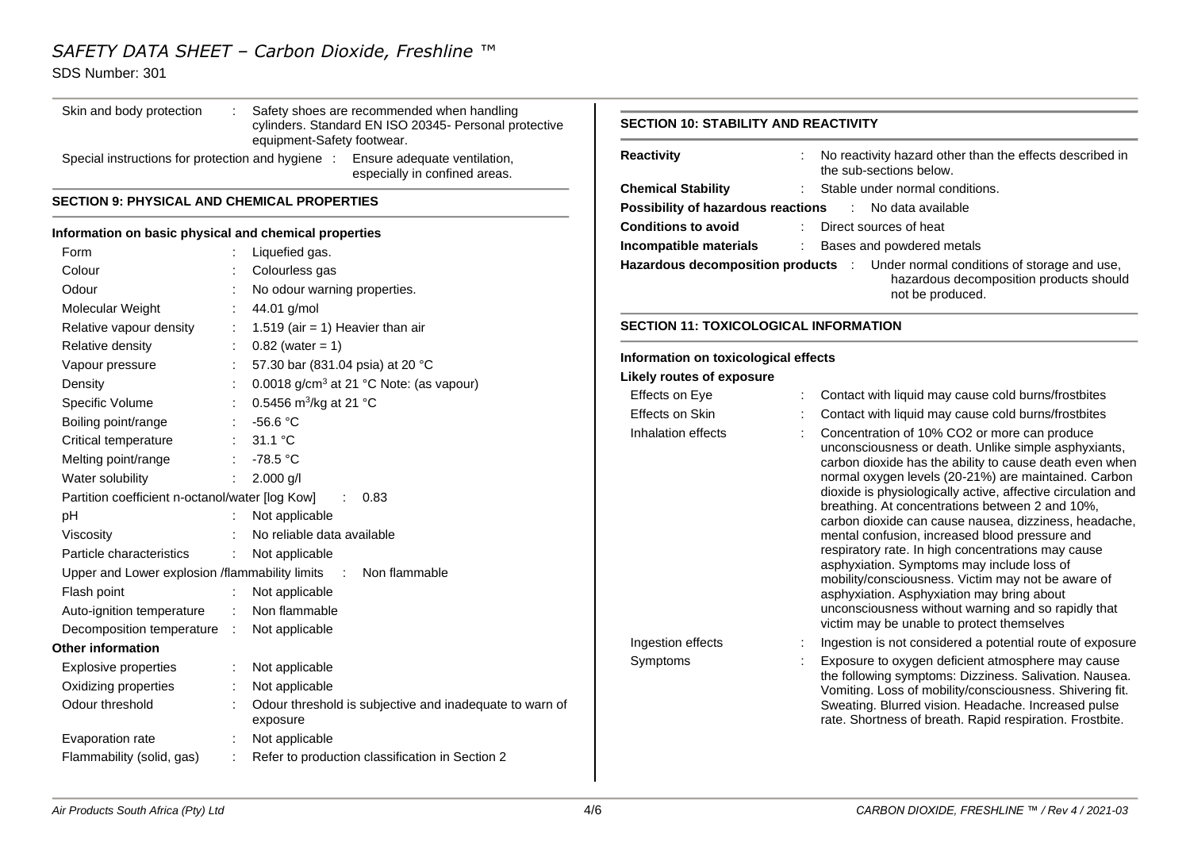| | | |
|---|---|---|
| Skin and body protection | : | Safety shoes are recommended when handling cylinders. Standard EN ISO 20345- Personal protective equipment-Safety footwear. |
| Special instructions for protection and hygiene | : | Ensure adequate ventilation, especially in confined areas. |

## SECTION 9: PHYSICAL AND CHEMICAL PROPERTIES

**Information on basic physical and chemical properties**

| | | |
|---|---|---|
| Form | : | Liquefied gas. |
| Colour | : | Colourless gas |
| Odour | : | No odour warning properties. |
| Molecular Weight | : | 44.01 g/mol |
| Relative vapour density | : | 1.519 (air = 1) Heavier than air |
| Relative density | : | 0.82 (water = 1) |
| Vapour pressure | : | 57.30 bar (831.04 psia) at 20 °C |
| Density | : | 0.0018 g/cm³ at 21 °C Note: (as vapour) |
| Specific Volume | : | 0.5456 m³/kg at 21 °C |
| Boiling point/range | : | -56.6 °C |
| Critical temperature | : | 31.1 °C |
| Melting point/range | : | -78.5 °C |
| Water solubility | : | 2.000 g/l |
| Partition coefficient n-octanol/water [log Kow] | : | 0.83 |
| pH | : | Not applicable |
| Viscosity | : | No reliable data available |
| Particle characteristics | : | Not applicable |
| Upper and Lower explosion /flammability limits | : | Non flammable |
| Flash point | : | Not applicable |
| Auto-ignition temperature | : | Non flammable |
| Decomposition temperature | : | Not applicable |

**Other information**

| | | |
|---|---|---|
| Explosive properties | : | Not applicable |
| Oxidizing properties | : | Not applicable |
| Odour threshold | : | Odour threshold is subjective and inadequate to warn of exposure |
| Evaporation rate | : | Not applicable |
| Flammability (solid, gas) | : | Refer to production classification in Section 2 |

## SECTION 10: STABILITY AND REACTIVITY

| | | |
|---|---|---|
| **Reactivity** | : | No reactivity hazard other than the effects described in the sub-sections below. |
| **Chemical Stability** | : | Stable under normal conditions. |
| **Possibility of hazardous reactions** | : | No data available |
| **Conditions to avoid** | : | Direct sources of heat |
| **Incompatible materials** | : | Bases and powdered metals |
| **Hazardous decomposition products** | : | Under normal conditions of storage and use, hazardous decomposition products should not be produced. |

## SECTION 11: TOXICOLOGICAL INFORMATION

**Information on toxicological effects**

**Likely routes of exposure**

| | | |
|---|---|---|
| Effects on Eye | : | Contact with liquid may cause cold burns/frostbites |
| Effects on Skin | : | Contact with liquid may cause cold burns/frostbites |
| Inhalation effects | : | Concentration of 10% CO2 or more can produce unconsciousness or death. Unlike simple asphyxiants, carbon dioxide has the ability to cause death even when normal oxygen levels (20-21%) are maintained. Carbon dioxide is physiologically active, affective circulation and breathing. At concentrations between 2 and 10%, carbon dioxide can cause nausea, dizziness, headache, mental confusion, increased blood pressure and respiratory rate. In high concentrations may cause asphyxiation. Symptoms may include loss of mobility/consciousness. Victim may not be aware of asphyxiation. Asphyxiation may bring about unconsciousness without warning and so rapidly that victim may be unable to protect themselves |
| Ingestion effects | : | Ingestion is not considered a potential route of exposure |
| Symptoms | : | Exposure to oxygen deficient atmosphere may cause the following symptoms: Dizziness. Salivation. Nausea. Vomiting. Loss of mobility/consciousness. Shivering fit. Sweating. Blurred vision. Headache. Increased pulse rate. Shortness of breath. Rapid respiration. Frostbite. |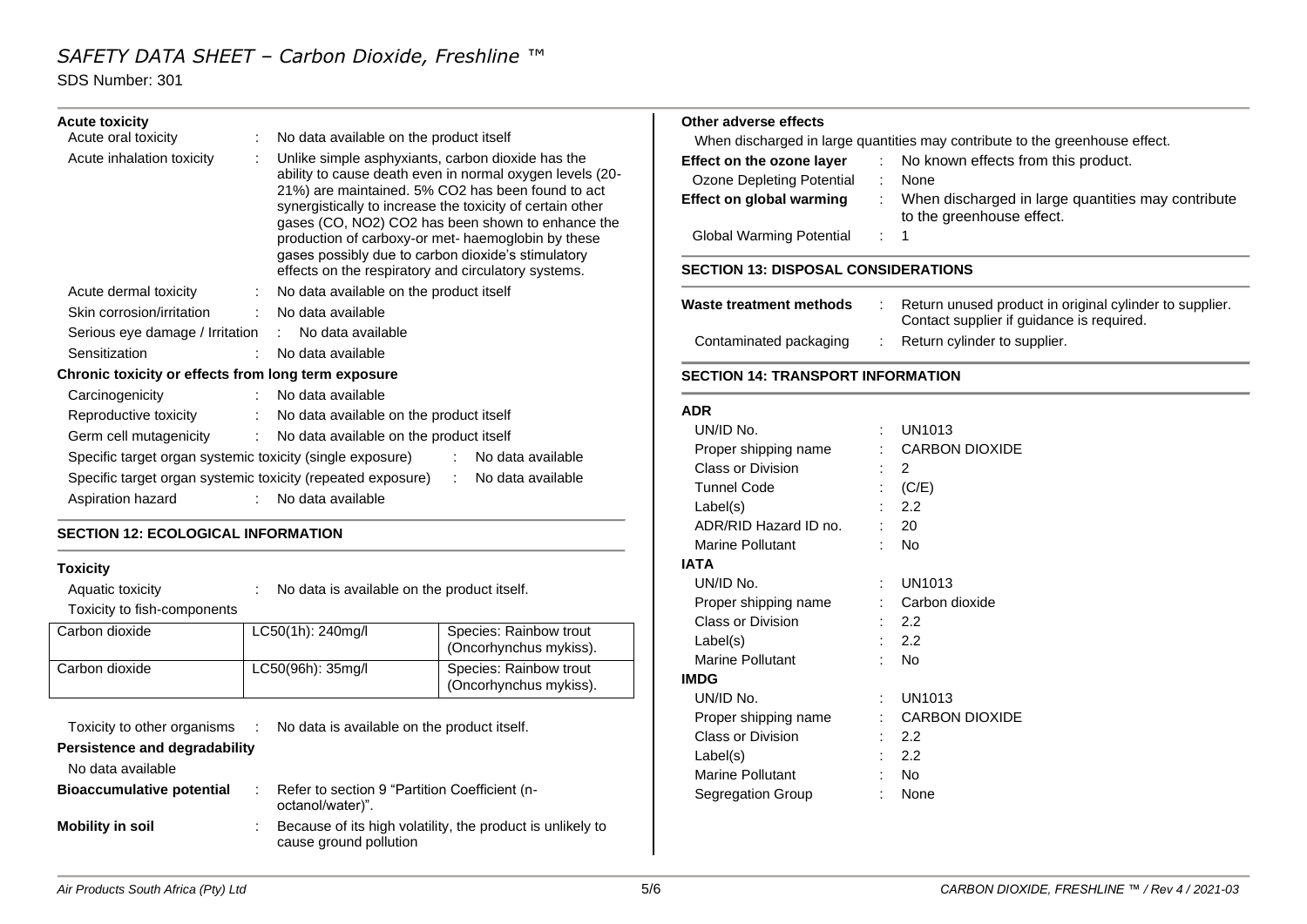**Acute toxicity**

Acute oral toxicity : No data available on the product itself

Acute inhalation toxicity : Unlike simple asphyxiants, carbon dioxide has the ability to cause death even in normal oxygen levels (20-21%) are maintained. 5% $CO_2$ has been found to act synergistically to increase the toxicity of certain other gases (CO, $NO_2$) $CO_2$ has been shown to enhance the production of carboxy-or met- haemoglobin by these gases possibly due to carbon dioxide's stimulatory effects on the respiratory and circulatory systems.

Acute dermal toxicity : No data available on the product itself

Skin corrosion/irritation : No data available

Serious eye damage / Irritation : No data available

Sensitization : No data available

**Chronic toxicity or effects from long term exposure**

Carcinogenicity : No data available

Reproductive toxicity : No data available on the product itself

Germ cell mutagenicity : No data available on the product itself

Specific target organ systemic toxicity (single exposure) : No data available

Specific target organ systemic toxicity (repeated exposure) : No data available

Aspiration hazard : No data available

## SECTION 12: ECOLOGICAL INFORMATION

**Toxicity**

Aquatic toxicity : No data is available on the product itself.

Toxicity to fish-components

| Carbon dioxide | LC50(1h): 240mg/l | Species: Rainbow trout (Oncorhynchus mykiss). |
|---|---|---|
| Carbon dioxide | LC50(96h): 35mg/l | Species: Rainbow trout (Oncorhynchus mykiss). |

Toxicity to other organisms : No data is available on the product itself.

**Persistence and degradability**

No data available

**Bioaccumulative potential** : Refer to section 9 "Partition Coefficient (n-octanol/water)".

**Mobility in soil** : Because of its high volatility, the product is unlikely to cause ground pollution

**Other adverse effects**

When discharged in large quantities may contribute to the greenhouse effect.

**Effect on the ozone layer** : No known effects from this product.

Ozone Depleting Potential : None

**Effect on global warming** : When discharged in large quantities may contribute to the greenhouse effect.

Global Warming Potential : 1

## SECTION 13: DISPOSAL CONSIDERATIONS

**Waste treatment methods** : Return unused product in original cylinder to supplier. Contact supplier if guidance is required.

Contaminated packaging : Return cylinder to supplier.

## SECTION 14: TRANSPORT INFORMATION

**ADR**

UN/ID No. : UN1013

Proper shipping name : CARBON DIOXIDE

Class or Division : 2

Tunnel Code : (C/E)

Label(s) : 2.2

ADR/RID Hazard ID no. : 20

Marine Pollutant : No

**IATA**

UN/ID No. : UN1013

Proper shipping name : Carbon dioxide

Class or Division : 2.2

Label(s) : 2.2

Marine Pollutant : No

**IMDG**

UN/ID No. : UN1013

Proper shipping name : CARBON DIOXIDE

Class or Division : 2.2

Label(s) : 2.2

Marine Pollutant : No

Segregation Group : None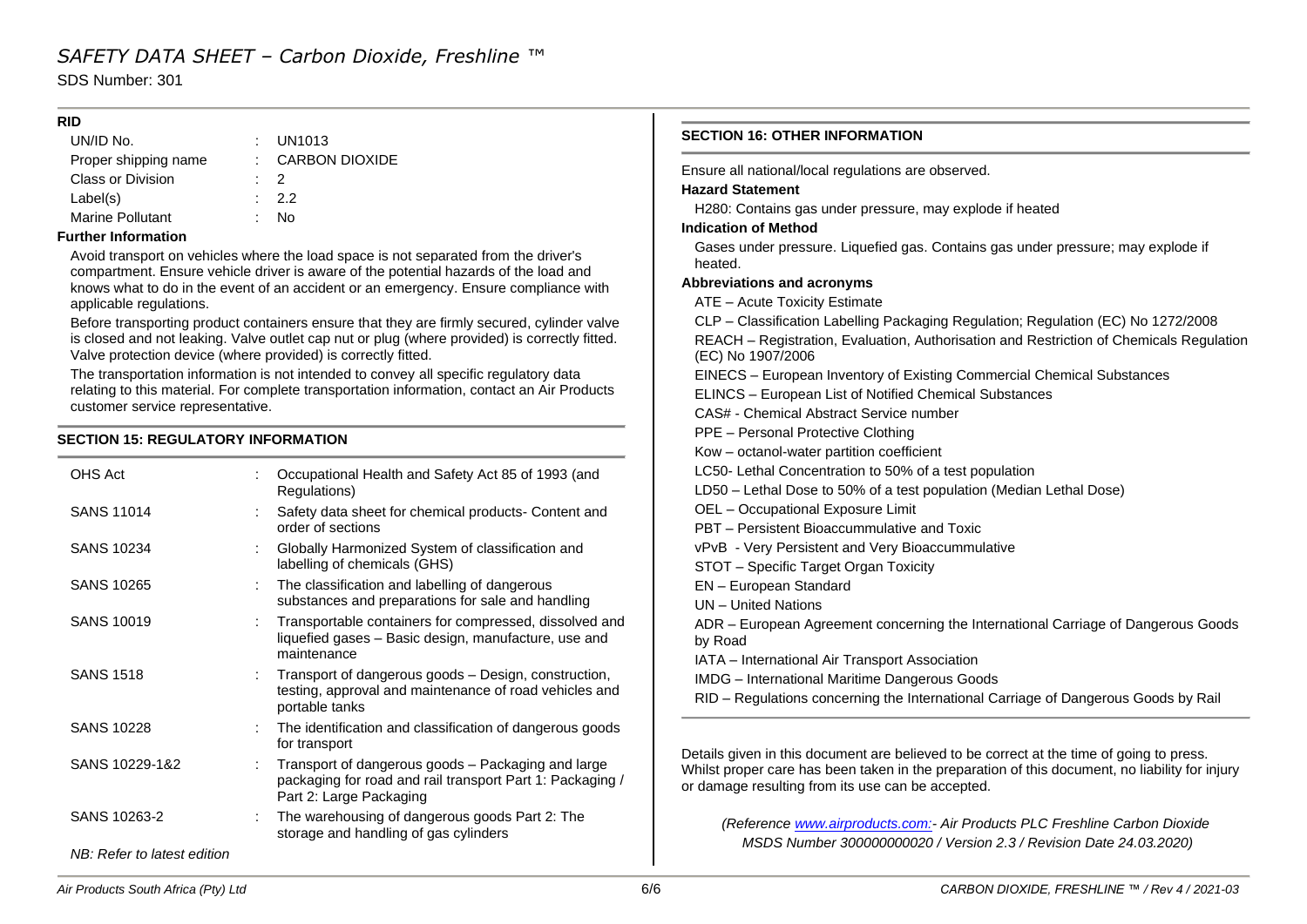**RID**

| | | |
|---|---|---|
| UN/ID No. | : | UN1013 |
| Proper shipping name | : | CARBON DIOXIDE |
| Class or Division | : | 2 |
| Label(s) | : | 2.2 |
| Marine Pollutant | : | No |

**Further Information**

Avoid transport on vehicles where the load space is not separated from the driver's compartment. Ensure vehicle driver is aware of the potential hazards of the load and knows what to do in the event of an accident or an emergency. Ensure compliance with applicable regulations.

Before transporting product containers ensure that they are firmly secured, cylinder valve is closed and not leaking. Valve outlet cap nut or plug (where provided) is correctly fitted. Valve protection device (where provided) is correctly fitted.

The transportation information is not intended to convey all specific regulatory data relating to this material. For complete transportation information, contact an Air Products customer service representative.

## SECTION 15: REGULATORY INFORMATION

| | | |
|---|---|---|
| OHS Act | : | Occupational Health and Safety Act 85 of 1993 (and Regulations) |
| SANS 11014 | : | Safety data sheet for chemical products- Content and order of sections |
| SANS 10234 | : | Globally Harmonized System of classification and labelling of chemicals (GHS) |
| SANS 10265 | : | The classification and labelling of dangerous substances and preparations for sale and handling |
| SANS 10019 | : | Transportable containers for compressed, dissolved and liquefied gases – Basic design, manufacture, use and maintenance |
| SANS 1518 | : | Transport of dangerous goods – Design, construction, testing, approval and maintenance of road vehicles and portable tanks |
| SANS 10228 | : | The identification and classification of dangerous goods for transport |
| SANS 10229-1&2 | : | Transport of dangerous goods – Packaging and large packaging for road and rail transport Part 1: Packaging / Part 2: Large Packaging |
| SANS 10263-2 | : | The warehousing of dangerous goods Part 2: The storage and handling of gas cylinders |

*NB: Refer to latest edition*

## SECTION 16: OTHER INFORMATION

Ensure all national/local regulations are observed.

**Hazard Statement**

H280: Contains gas under pressure, may explode if heated

**Indication of Method**

Gases under pressure. Liquefied gas. Contains gas under pressure; may explode if heated.

**Abbreviations and acronyms**

ATE – Acute Toxicity Estimate
CLP – Classification Labelling Packaging Regulation; Regulation (EC) No 1272/2008
REACH – Registration, Evaluation, Authorisation and Restriction of Chemicals Regulation (EC) No 1907/2006
EINECS – European Inventory of Existing Commercial Chemical Substances
ELINCS – European List of Notified Chemical Substances
CAS# - Chemical Abstract Service number
PPE – Personal Protective Clothing
Kow – octanol-water partition coefficient
LC50- Lethal Concentration to 50% of a test population
LD50 – Lethal Dose to 50% of a test population (Median Lethal Dose)
OEL – Occupational Exposure Limit
PBT – Persistent Bioaccummulative and Toxic
vPvB - Very Persistent and Very Bioaccummulative
STOT – Specific Target Organ Toxicity
EN – European Standard
UN – United Nations
ADR – European Agreement concerning the International Carriage of Dangerous Goods by Road
IATA – International Air Transport Association
IMDG – International Maritime Dangerous Goods
RID – Regulations concerning the International Carriage of Dangerous Goods by Rail

Details given in this document are believed to be correct at the time of going to press. Whilst proper care has been taken in the preparation of this document, no liability for injury or damage resulting from its use can be accepted.

*(Reference www.airproducts.com:- Air Products PLC Freshline Carbon Dioxide MSDS Number 300000000020 / Version 2.3 / Revision Date 24.03.2020)*